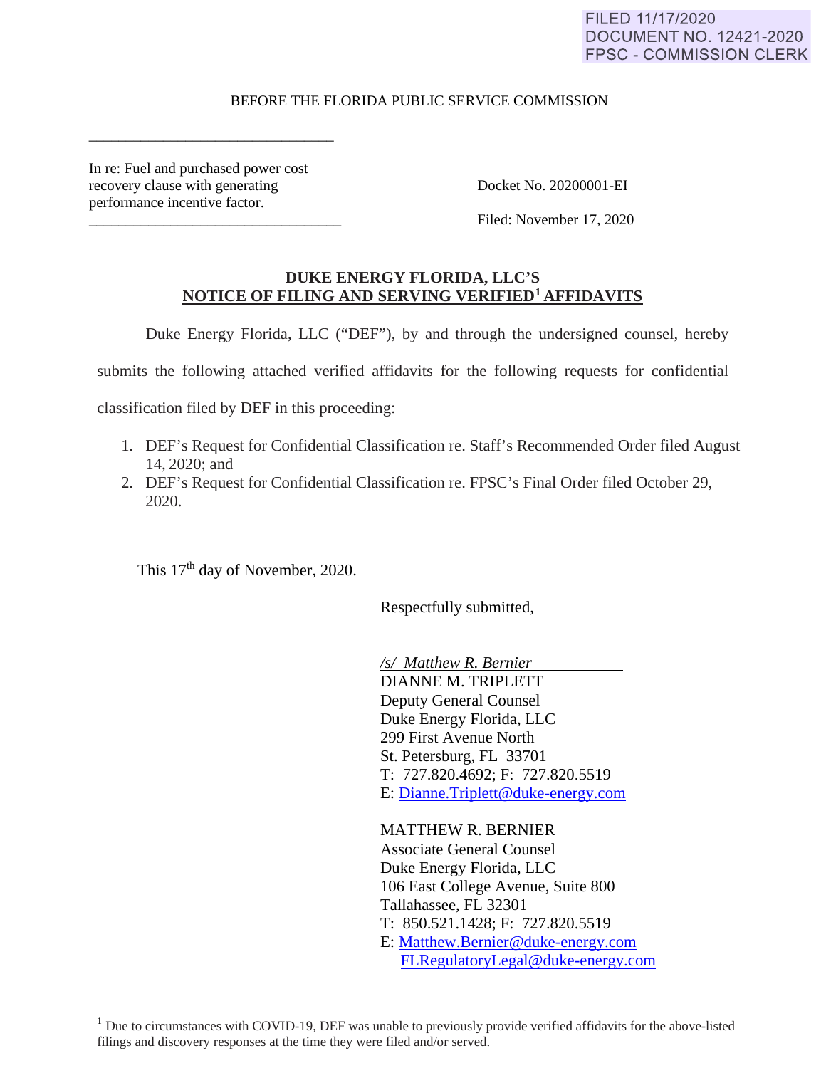FILED 11/17/2020
DOCUMENT NO. 12421-2020
FPSC - COMMISSION CLERK

BEFORE THE FLORIDA PUBLIC SERVICE COMMISSION

In re: Fuel and purchased power cost recovery clause with generating performance incentive factor.

Docket No. 20200001-EI

Filed: November 17, 2020

**DUKE ENERGY FLORIDA, LLC'S**
**NOTICE OF FILING AND SERVING VERIFIED[1] AFFIDAVITS**

Duke Energy Florida, LLC ("DEF"), by and through the undersigned counsel, hereby submits the following attached verified affidavits for the following requests for confidential classification filed by DEF in this proceeding:

1. DEF's Request for Confidential Classification re. Staff's Recommended Order filed August 14, 2020; and
2. DEF's Request for Confidential Classification re. FPSC's Final Order filed October 29, 2020.

This 17th day of November, 2020.

Respectfully submitted,

*/s/ Matthew R. Bernier*
DIANNE M. TRIPLETT
Deputy General Counsel
Duke Energy Florida, LLC
299 First Avenue North
St. Petersburg, FL 33701
T: 727.820.4692; F: 727.820.5519
E: Dianne.Triplett@duke-energy.com

MATTHEW R. BERNIER
Associate General Counsel
Duke Energy Florida, LLC
106 East College Avenue, Suite 800
Tallahassee, FL 32301
T: 850.521.1428; F: 727.820.5519
E: Matthew.Bernier@duke-energy.com
FLRegulatoryLegal@duke-energy.com

[1] Due to circumstances with COVID-19, DEF was unable to previously provide verified affidavits for the above-listed filings and discovery responses at the time they were filed and/or served.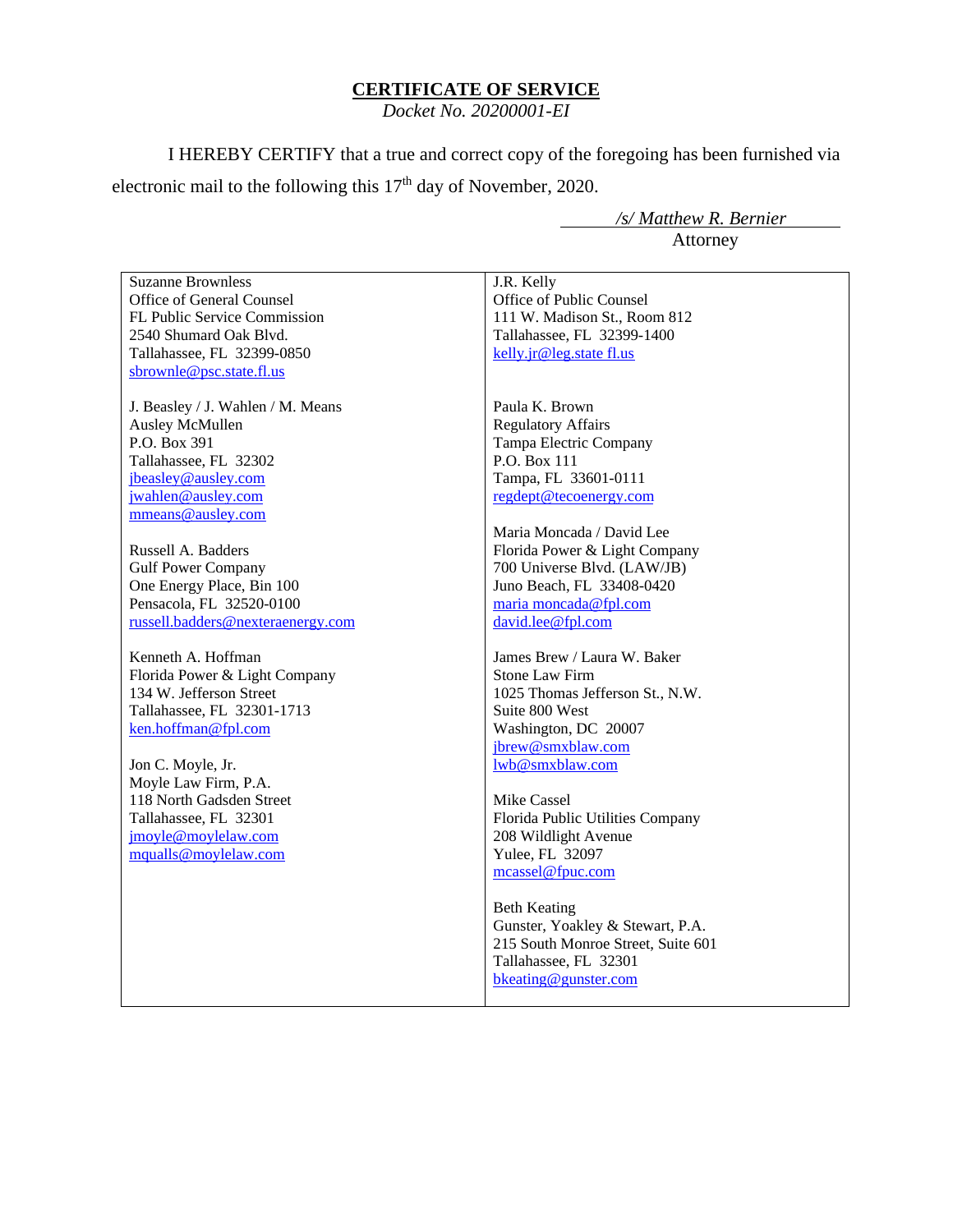# CERTIFICATE OF SERVICE

*Docket No. 20200001-EI*

I HEREBY CERTIFY that a true and correct copy of the foregoing has been furnished via electronic mail to the following this 17th day of November, 2020.

*/s/ Matthew R. Bernier*
Attorney

| | |
|---|---|
| Suzanne Brownless<br>Office of General Counsel<br>FL Public Service Commission<br>2540 Shumard Oak Blvd.<br>Tallahassee, FL 32399-0850<br>sbrownle@psc.state.fl.us | J.R. Kelly<br>Office of Public Counsel<br>111 W. Madison St., Room 812<br>Tallahassee, FL 32399-1400<br>kelly.jr@leg.state fl.us |
| J. Beasley / J. Wahlen / M. Means<br>Ausley McMullen<br>P.O. Box 391<br>Tallahassee, FL 32302<br>jbeasley@ausley.com<br>jwahlen@ausley.com<br>mmeans@ausley.com | Paula K. Brown<br>Regulatory Affairs<br>Tampa Electric Company<br>P.O. Box 111<br>Tampa, FL 33601-0111<br>regdept@tecoenergy.com |
| Russell A. Badders<br>Gulf Power Company<br>One Energy Place, Bin 100<br>Pensacola, FL 32520-0100<br>russell.badders@nexteraenergy.com | Maria Moncada / David Lee<br>Florida Power & Light Company<br>700 Universe Blvd. (LAW/JB)<br>Juno Beach, FL 33408-0420<br>maria moncada@fpl.com<br>david.lee@fpl.com |
| Kenneth A. Hoffman<br>Florida Power & Light Company<br>134 W. Jefferson Street<br>Tallahassee, FL 32301-1713<br>ken.hoffman@fpl.com | James Brew / Laura W. Baker<br>Stone Law Firm<br>1025 Thomas Jefferson St., N.W.<br>Suite 800 West<br>Washington, DC 20007<br>jbrew@smxblaw.com<br>lwb@smxblaw.com |
| Jon C. Moyle, Jr.<br>Moyle Law Firm, P.A.<br>118 North Gadsden Street<br>Tallahassee, FL 32301<br>jmoyle@moylelaw.com<br>mqualls@moylelaw.com | Mike Cassel<br>Florida Public Utilities Company<br>208 Wildlight Avenue<br>Yulee, FL 32097<br>mcassel@fpuc.com |
| | Beth Keating<br>Gunster, Yoakley & Stewart, P.A.<br>215 South Monroe Street, Suite 601<br>Tallahassee, FL 32301<br>bkeating@gunster.com |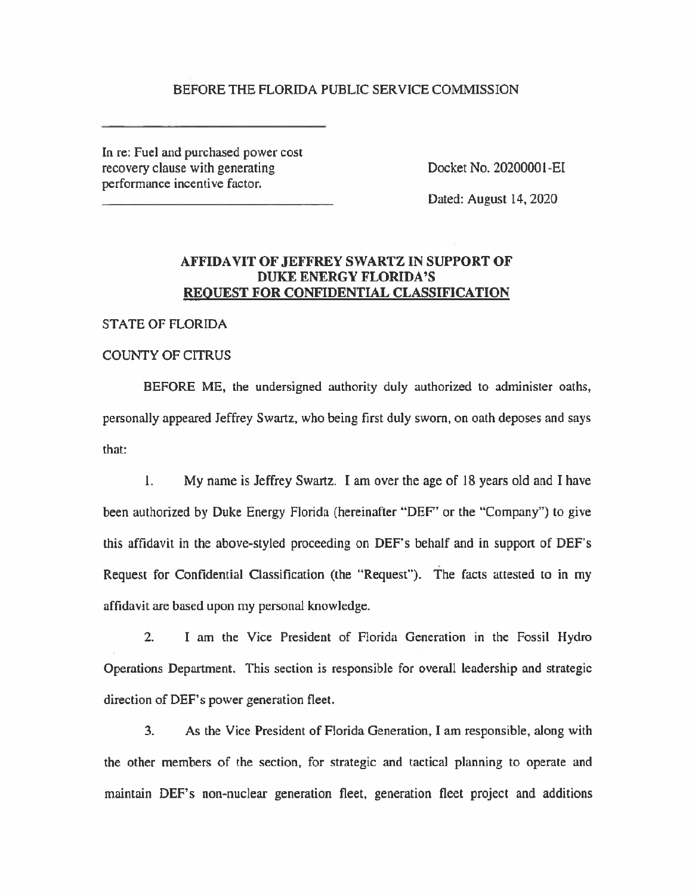BEFORE THE FLORIDA PUBLIC SERVICE COMMISSION

In re: Fuel and purchased power cost recovery clause with generating performance incentive factor.

Docket No. 20200001-EI

Dated: August 14, 2020

## AFFIDAVIT OF JEFFREY SWARTZ IN SUPPORT OF DUKE ENERGY FLORIDA'S REQUEST FOR CONFIDENTIAL CLASSIFICATION

STATE OF FLORIDA

COUNTY OF CITRUS

BEFORE ME, the undersigned authority duly authorized to administer oaths, personally appeared Jeffrey Swartz, who being first duly sworn, on oath deposes and says that:

1. My name is Jeffrey Swartz. I am over the age of 18 years old and I have been authorized by Duke Energy Florida (hereinafter "DEF" or the "Company") to give this affidavit in the above-styled proceeding on DEF's behalf and in support of DEF's Request for Confidential Classification (the "Request"). The facts attested to in my affidavit are based upon my personal knowledge.

2. I am the Vice President of Florida Generation in the Fossil Hydro Operations Department. This section is responsible for overall leadership and strategic direction of DEF's power generation fleet.

3. As the Vice President of Florida Generation, I am responsible, along with the other members of the section, for strategic and tactical planning to operate and maintain DEF's non-nuclear generation fleet, generation fleet project and additions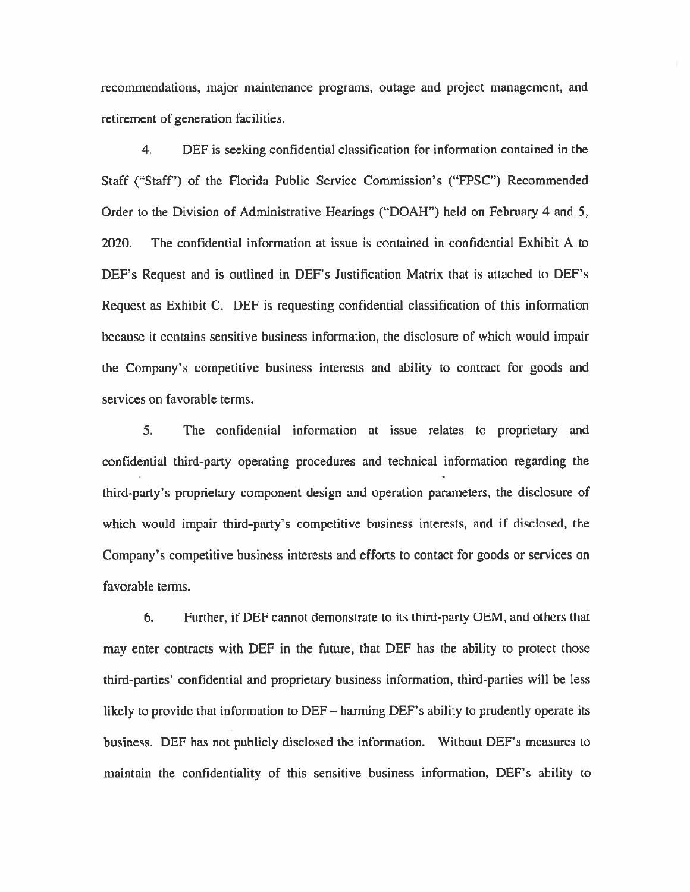recommendations, major maintenance programs, outage and project management, and retirement of generation facilities.

4. DEF is seeking confidential classification for information contained in the Staff ("Staff") of the Florida Public Service Commission's ("FPSC") Recommended Order to the Division of Administrative Hearings ("DOAH") held on February 4 and 5, 2020. The confidential information at issue is contained in confidential Exhibit A to DEF's Request and is outlined in DEF's Justification Matrix that is attached to DEF's Request as Exhibit C. DEF is requesting confidential classification of this information because it contains sensitive business information, the disclosure of which would impair the Company's competitive business interests and ability to contract for goods and services on favorable terms.

5. The confidential information at issue relates to proprietary and confidential third-party operating procedures and technical information regarding the third-party's proprietary component design and operation parameters, the disclosure of which would impair third-party's competitive business interests, and if disclosed, the Company's competitive business interests and efforts to contact for goods or services on favorable terms.

6. Further, if DEF cannot demonstrate to its third-party OEM, and others that may enter contracts with DEF in the future, that DEF has the ability to protect those third-parties' confidential and proprietary business information, third-parties will be less likely to provide that information to DEF – harming DEF's ability to prudently operate its business. DEF has not publicly disclosed the information. Without DEF's measures to maintain the confidentiality of this sensitive business information, DEF's ability to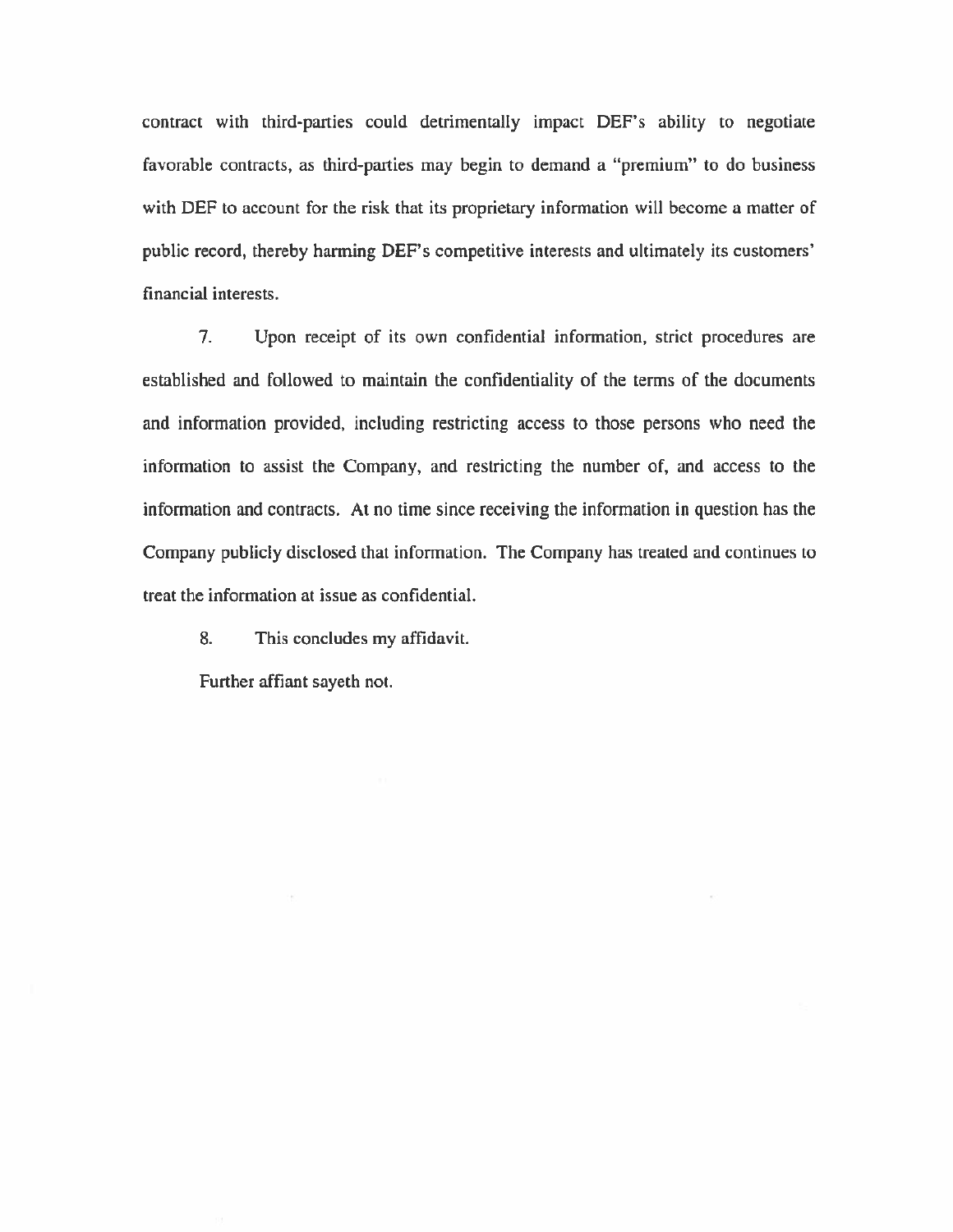contract with third-parties could detrimentally impact DEF's ability to negotiate favorable contracts, as third-parties may begin to demand a "premium" to do business with DEF to account for the risk that its proprietary information will become a matter of public record, thereby harming DEF's competitive interests and ultimately its customers' financial interests.

7. Upon receipt of its own confidential information, strict procedures are established and followed to maintain the confidentiality of the terms of the documents and information provided, including restricting access to those persons who need the information to assist the Company, and restricting the number of, and access to the information and contracts. At no time since receiving the information in question has the Company publicly disclosed that information. The Company has treated and continues to treat the information at issue as confidential.

8. This concludes my affidavit.

Further affiant sayeth not.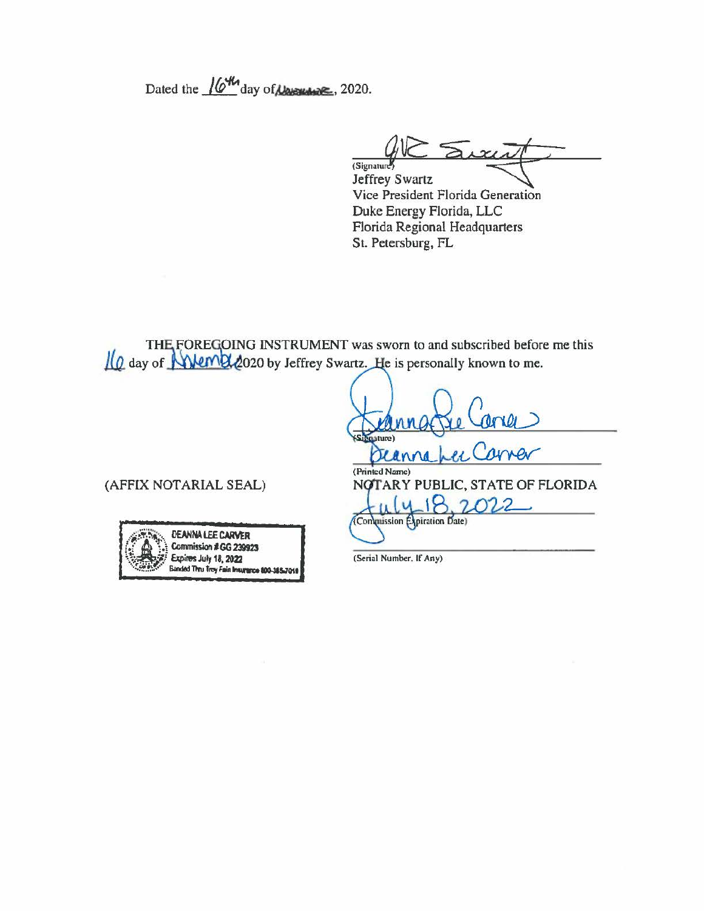Dated the 16th day of November, 2020.

(Signature)
Jeffrey Swartz
Vice President Florida Generation
Duke Energy Florida, LLC
Florida Regional Headquarters
St. Petersburg, FL

THE FOREGOING INSTRUMENT was sworn to and subscribed before me this 16 day of November 2020 by Jeffrey Swartz. He is personally known to me.

(Signature)

Deanna Lee Carver
(Printed Name)
NOTARY PUBLIC, STATE OF FLORIDA

July 18, 2022
(Commission Expiration Date)

(Serial Number, If Any)

(AFFIX NOTARIAL SEAL)

DEANNA LEE CARVER
Commission # GG 239923
Expires July 18, 2022
Bonded Thru Troy Fain Insurance 800-385-7019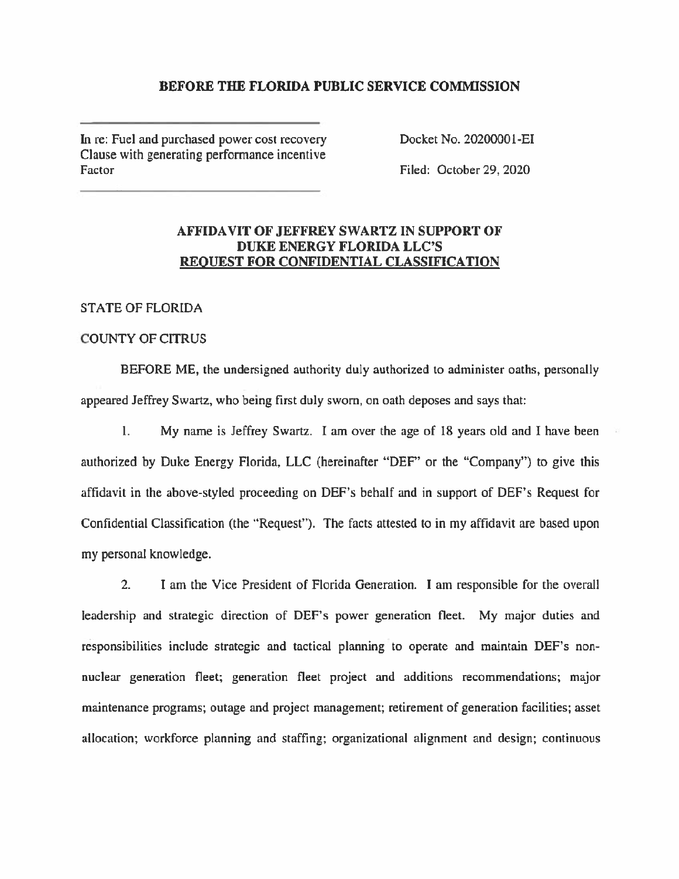**BEFORE THE FLORIDA PUBLIC SERVICE COMMISSION**

In re: Fuel and purchased power cost recovery Clause with generating performance incentive Factor

Docket No. 20200001-EI

Filed: October 29, 2020

**AFFIDAVIT OF JEFFREY SWARTZ IN SUPPORT OF DUKE ENERGY FLORIDA LLC'S REQUEST FOR CONFIDENTIAL CLASSIFICATION**

STATE OF FLORIDA

COUNTY OF CITRUS

BEFORE ME, the undersigned authority duly authorized to administer oaths, personally appeared Jeffrey Swartz, who being first duly sworn, on oath deposes and says that:

1. My name is Jeffrey Swartz. I am over the age of 18 years old and I have been authorized by Duke Energy Florida, LLC (hereinafter "DEF" or the "Company") to give this affidavit in the above-styled proceeding on DEF's behalf and in support of DEF's Request for Confidential Classification (the "Request"). The facts attested to in my affidavit are based upon my personal knowledge.

2. I am the Vice President of Florida Generation. I am responsible for the overall leadership and strategic direction of DEF's power generation fleet. My major duties and responsibilities include strategic and tactical planning to operate and maintain DEF's non-nuclear generation fleet; generation fleet project and additions recommendations; major maintenance programs; outage and project management; retirement of generation facilities; asset allocation; workforce planning and staffing; organizational alignment and design; continuous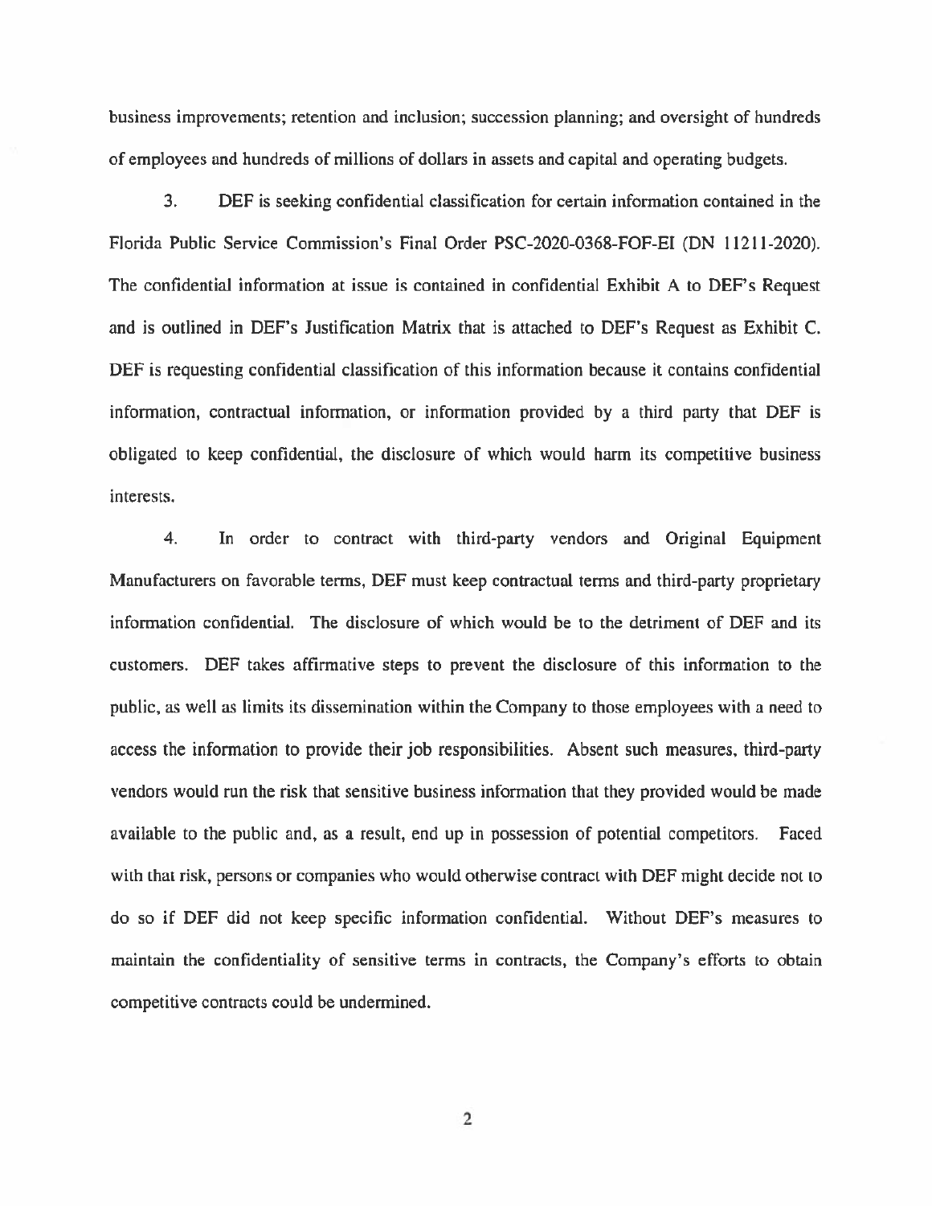business improvements; retention and inclusion; succession planning; and oversight of hundreds of employees and hundreds of millions of dollars in assets and capital and operating budgets.

3. DEF is seeking confidential classification for certain information contained in the Florida Public Service Commission's Final Order PSC-2020-0368-FOF-EI (DN 11211-2020). The confidential information at issue is contained in confidential Exhibit A to DEF's Request and is outlined in DEF's Justification Matrix that is attached to DEF's Request as Exhibit C. DEF is requesting confidential classification of this information because it contains confidential information, contractual information, or information provided by a third party that DEF is obligated to keep confidential, the disclosure of which would harm its competitive business interests.

4. In order to contract with third-party vendors and Original Equipment Manufacturers on favorable terms, DEF must keep contractual terms and third-party proprietary information confidential. The disclosure of which would be to the detriment of DEF and its customers. DEF takes affirmative steps to prevent the disclosure of this information to the public, as well as limits its dissemination within the Company to those employees with a need to access the information to provide their job responsibilities. Absent such measures, third-party vendors would run the risk that sensitive business information that they provided would be made available to the public and, as a result, end up in possession of potential competitors. Faced with that risk, persons or companies who would otherwise contract with DEF might decide not to do so if DEF did not keep specific information confidential. Without DEF's measures to maintain the confidentiality of sensitive terms in contracts, the Company's efforts to obtain competitive contracts could be undermined.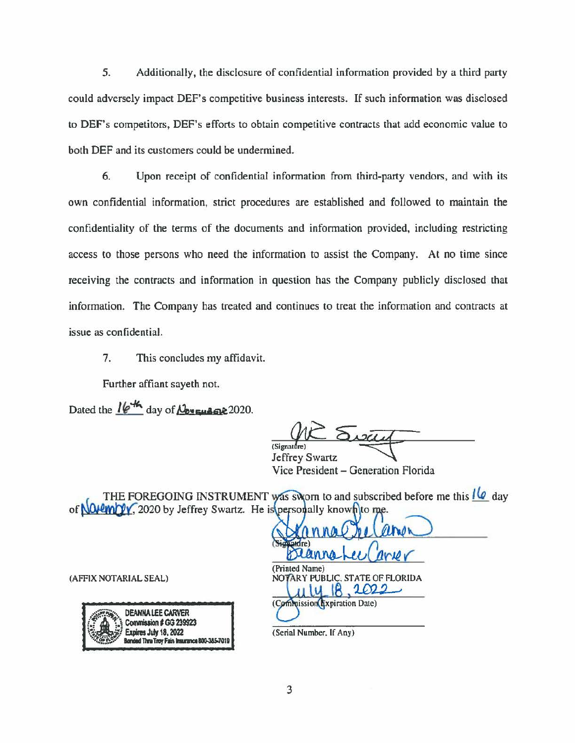5. Additionally, the disclosure of confidential information provided by a third party could adversely impact DEF's competitive business interests. If such information was disclosed to DEF's competitors, DEF's efforts to obtain competitive contracts that add economic value to both DEF and its customers could be undermined.

6. Upon receipt of confidential information from third-party vendors, and with its own confidential information, strict procedures are established and followed to maintain the confidentiality of the terms of the documents and information provided, including restricting access to those persons who need the information to assist the Company. At no time since receiving the contracts and information in question has the Company publicly disclosed that information. The Company has treated and continues to treat the information and contracts at issue as confidential.

7. This concludes my affidavit.

Further affiant sayeth not.

Dated the 16th day of November 2020.

(Signature)
Jeffrey Swartz
Vice President – Generation Florida

THE FOREGOING INSTRUMENT was sworn to and subscribed before me this 16 day of November, 2020 by Jeffrey Swartz. He is personally known to me.

(Signature)
Deanna Lee Carver
(Printed Name)
NOTARY PUBLIC, STATE OF FLORIDA
July 18, 2022
(Commission Expiration Date)

(Serial Number, If Any)

(AFFIX NOTARIAL SEAL)

DEANNA LEE CARVER
Commission # GG 239923
Expires July 18, 2022
Bonded Thru Troy Fain Insurance 800-385-7019